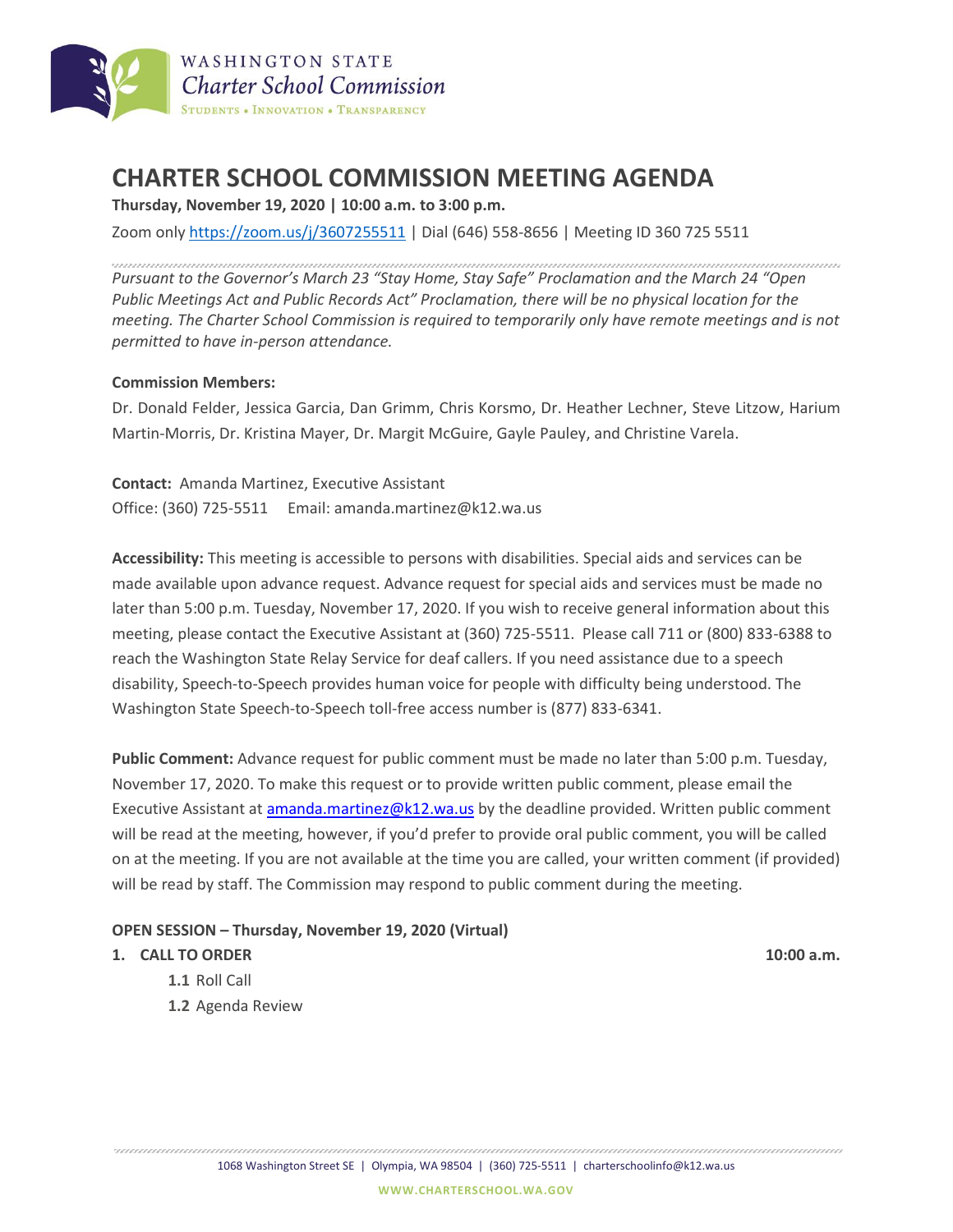WASHINGTON STATE
*Charter School Commission*
STUDENTS • INNOVATION • TRANSPARENCY

# CHARTER SCHOOL COMMISSION MEETING AGENDA

**Thursday, November 19, 2020 | 10:00 a.m. to 3:00 p.m.**

Zoom only https://zoom.us/j/3607255511 | Dial (646) 558-8656 | Meeting ID 360 725 5511

*Pursuant to the Governor's March 23 "Stay Home, Stay Safe" Proclamation and the March 24 "Open Public Meetings Act and Public Records Act" Proclamation, there will be no physical location for the meeting. The Charter School Commission is required to temporarily only have remote meetings and is not permitted to have in-person attendance.*

**Commission Members:**
Dr. Donald Felder, Jessica Garcia, Dan Grimm, Chris Korsmo, Dr. Heather Lechner, Steve Litzow, Harium Martin-Morris, Dr. Kristina Mayer, Dr. Margit McGuire, Gayle Pauley, and Christine Varela.

**Contact:** Amanda Martinez, Executive Assistant
Office: (360) 725-5511 Email: amanda.martinez@k12.wa.us

**Accessibility:** This meeting is accessible to persons with disabilities. Special aids and services can be made available upon advance request. Advance request for special aids and services must be made no later than 5:00 p.m. Tuesday, November 17, 2020. If you wish to receive general information about this meeting, please contact the Executive Assistant at (360) 725-5511. Please call 711 or (800) 833-6388 to reach the Washington State Relay Service for deaf callers. If you need assistance due to a speech disability, Speech-to-Speech provides human voice for people with difficulty being understood. The Washington State Speech-to-Speech toll-free access number is (877) 833-6341.

**Public Comment:** Advance request for public comment must be made no later than 5:00 p.m. Tuesday, November 17, 2020. To make this request or to provide written public comment, please email the Executive Assistant at amanda.martinez@k12.wa.us by the deadline provided. Written public comment will be read at the meeting, however, if you'd prefer to provide oral public comment, you will be called on at the meeting. If you are not available at the time you are called, your written comment (if provided) will be read by staff. The Commission may respond to public comment during the meeting.

**OPEN SESSION – Thursday, November 19, 2020 (Virtual)**

**1. CALL TO ORDER** **10:00 a.m.**

- **1.1** Roll Call
- **1.2** Agenda Review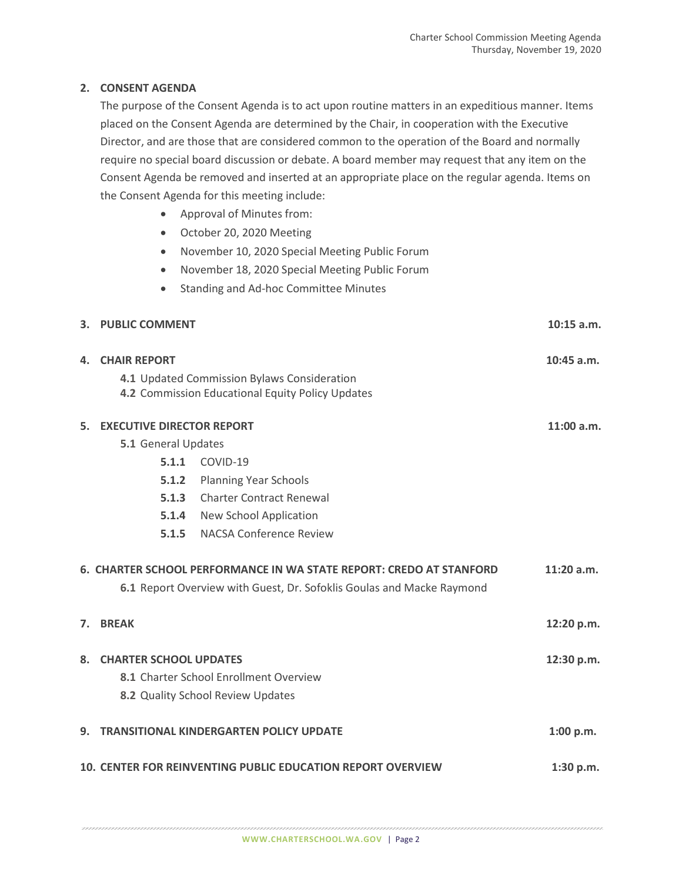## 2. CONSENT AGENDA

The purpose of the Consent Agenda is to act upon routine matters in an expeditious manner. Items placed on the Consent Agenda are determined by the Chair, in cooperation with the Executive Director, and are those that are considered common to the operation of the Board and normally require no special board discussion or debate. A board member may request that any item on the Consent Agenda be removed and inserted at an appropriate place on the regular agenda. Items on the Consent Agenda for this meeting include:

- Approval of Minutes from:
- October 20, 2020 Meeting
- November 10, 2020 Special Meeting Public Forum
- November 18, 2020 Special Meeting Public Forum
- Standing and Ad-hoc Committee Minutes

## 3. PUBLIC COMMENT — 10:15 a.m.

## 4. CHAIR REPORT — 10:45 a.m.

**4.1** Updated Commission Bylaws Consideration
**4.2** Commission Educational Equity Policy Updates

## 5. EXECUTIVE DIRECTOR REPORT — 11:00 a.m.

**5.1** General Updates

- **5.1.1** COVID-19
- **5.1.2** Planning Year Schools
- **5.1.3** Charter Contract Renewal
- **5.1.4** New School Application
- **5.1.5** NACSA Conference Review

## 6. CHARTER SCHOOL PERFORMANCE IN WA STATE REPORT: CREDO AT STANFORD — 11:20 a.m.

**6.1** Report Overview with Guest, Dr. Sofoklis Goulas and Macke Raymond

## 7. BREAK — 12:20 p.m.

## 8. CHARTER SCHOOL UPDATES — 12:30 p.m.

**8.1** Charter School Enrollment Overview
**8.2** Quality School Review Updates

## 9. TRANSITIONAL KINDERGARTEN POLICY UPDATE — 1:00 p.m.

## 10. CENTER FOR REINVENTING PUBLIC EDUCATION REPORT OVERVIEW — 1:30 p.m.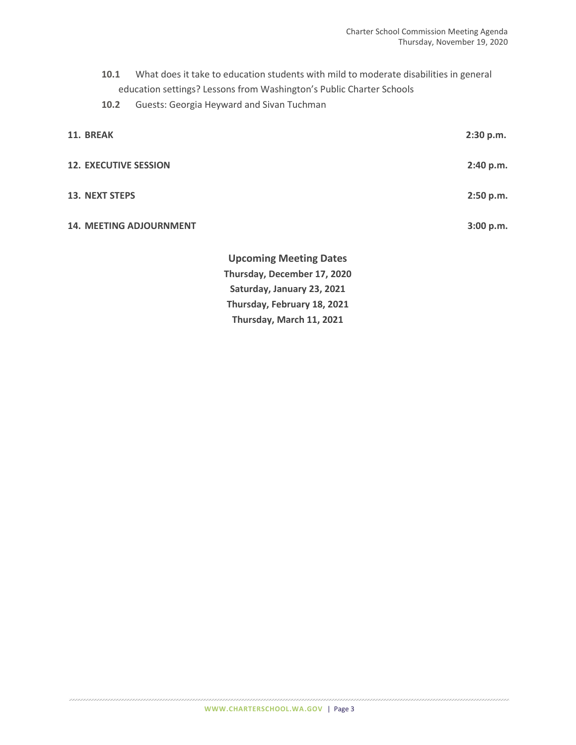**10.1** What does it take to education students with mild to moderate disabilities in general education settings? Lessons from Washington's Public Charter Schools

**10.2** Guests: Georgia Heyward and Sivan Tuchman

**11. BREAK** **2:30 p.m.**

**12. EXECUTIVE SESSION** **2:40 p.m.**

**13. NEXT STEPS** **2:50 p.m.**

**14. MEETING ADJOURNMENT** **3:00 p.m.**

**Upcoming Meeting Dates**

**Thursday, December 17, 2020**

**Saturday, January 23, 2021**

**Thursday, February 18, 2021**

**Thursday, March 11, 2021**